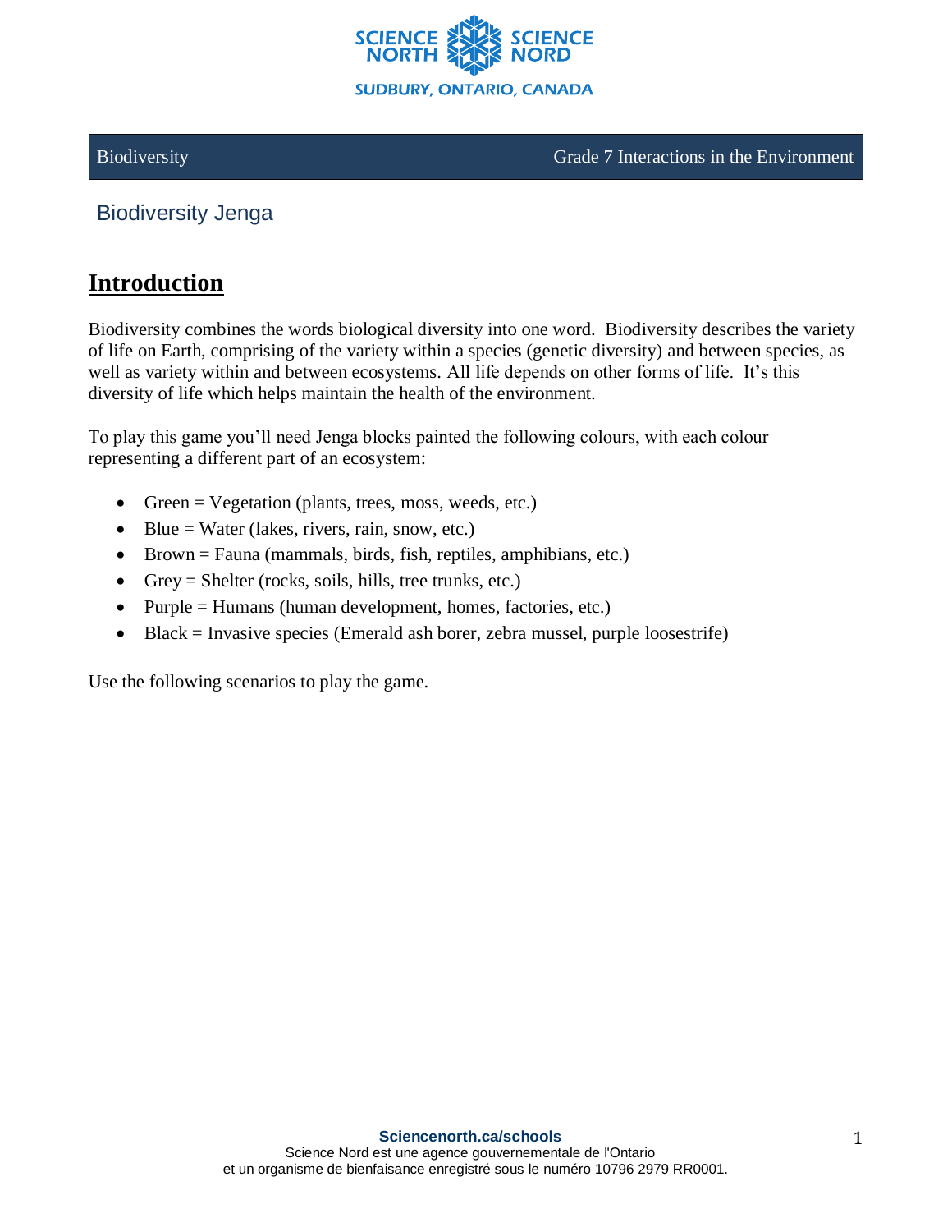Biodiversity | Grade 7 Interactions in the Environment

## Biodiversity Jenga

# Introduction

Biodiversity combines the words biological diversity into one word. Biodiversity describes the variety of life on Earth, comprising of the variety within a species (genetic diversity) and between species, as well as variety within and between ecosystems. All life depends on other forms of life. It's this diversity of life which helps maintain the health of the environment.

To play this game you'll need Jenga blocks painted the following colours, with each colour representing a different part of an ecosystem:

- Green = Vegetation (plants, trees, moss, weeds, etc.)
- Blue = Water (lakes, rivers, rain, snow, etc.)
- Brown = Fauna (mammals, birds, fish, reptiles, amphibians, etc.)
- Grey = Shelter (rocks, soils, hills, tree trunks, etc.)
- Purple = Humans (human development, homes, factories, etc.)
- Black = Invasive species (Emerald ash borer, zebra mussel, purple loosestrife)

Use the following scenarios to play the game.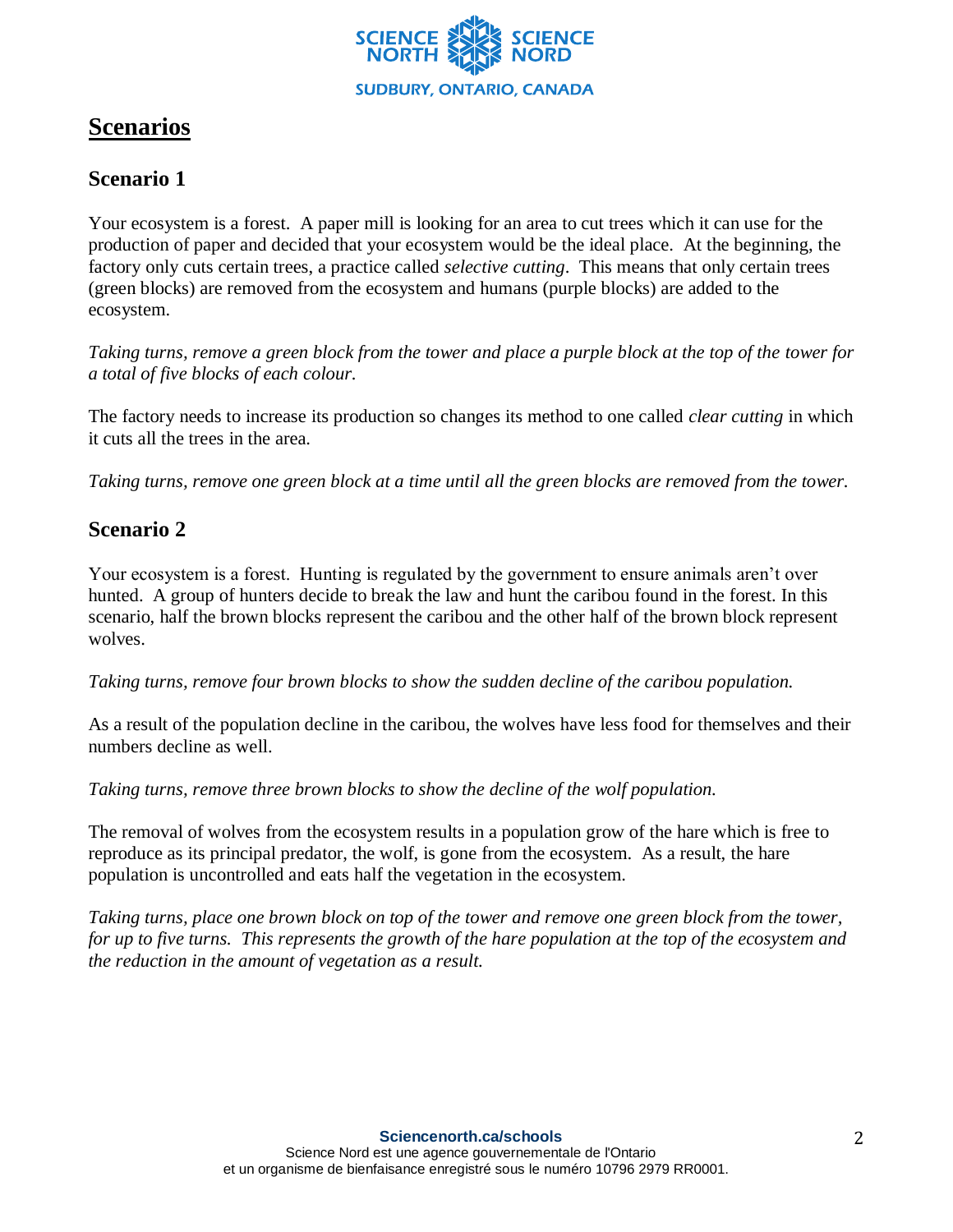# Scenarios

## Scenario 1

Your ecosystem is a forest. A paper mill is looking for an area to cut trees which it can use for the production of paper and decided that your ecosystem would be the ideal place. At the beginning, the factory only cuts certain trees, a practice called *selective cutting*. This means that only certain trees (green blocks) are removed from the ecosystem and humans (purple blocks) are added to the ecosystem.

*Taking turns, remove a green block from the tower and place a purple block at the top of the tower for a total of five blocks of each colour.*

The factory needs to increase its production so changes its method to one called *clear cutting* in which it cuts all the trees in the area.

*Taking turns, remove one green block at a time until all the green blocks are removed from the tower.*

## Scenario 2

Your ecosystem is a forest. Hunting is regulated by the government to ensure animals aren't over hunted. A group of hunters decide to break the law and hunt the caribou found in the forest. In this scenario, half the brown blocks represent the caribou and the other half of the brown block represent wolves.

*Taking turns, remove four brown blocks to show the sudden decline of the caribou population.*

As a result of the population decline in the caribou, the wolves have less food for themselves and their numbers decline as well.

*Taking turns, remove three brown blocks to show the decline of the wolf population.*

The removal of wolves from the ecosystem results in a population grow of the hare which is free to reproduce as its principal predator, the wolf, is gone from the ecosystem. As a result, the hare population is uncontrolled and eats half the vegetation in the ecosystem.

*Taking turns, place one brown block on top of the tower and remove one green block from the tower, for up to five turns. This represents the growth of the hare population at the top of the ecosystem and the reduction in the amount of vegetation as a result.*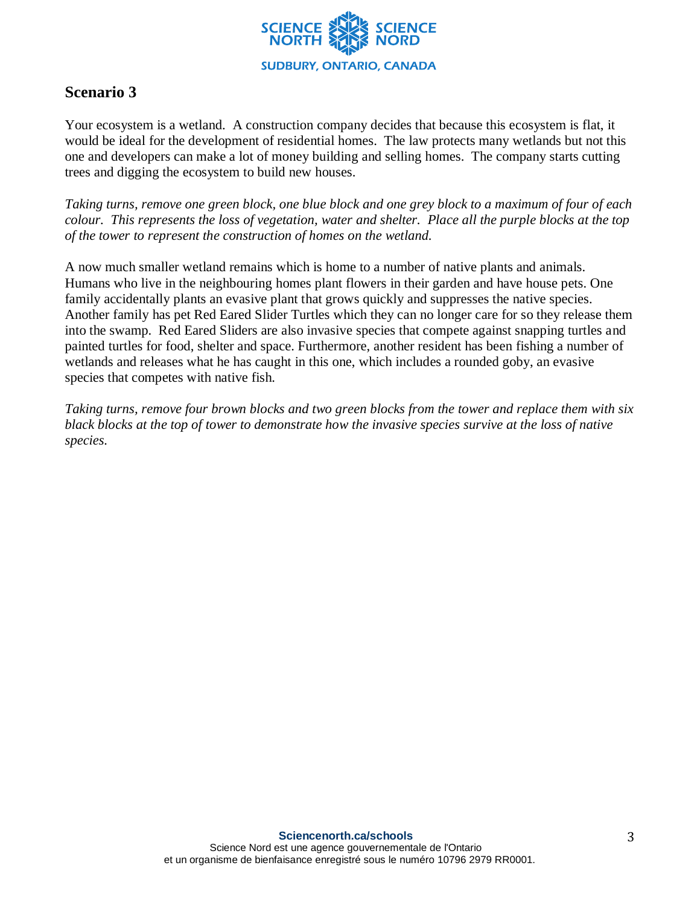## Scenario 3

Your ecosystem is a wetland. A construction company decides that because this ecosystem is flat, it would be ideal for the development of residential homes. The law protects many wetlands but not this one and developers can make a lot of money building and selling homes. The company starts cutting trees and digging the ecosystem to build new houses.

*Taking turns, remove one green block, one blue block and one grey block to a maximum of four of each colour. This represents the loss of vegetation, water and shelter. Place all the purple blocks at the top of the tower to represent the construction of homes on the wetland.*

A now much smaller wetland remains which is home to a number of native plants and animals. Humans who live in the neighbouring homes plant flowers in their garden and have house pets. One family accidentally plants an evasive plant that grows quickly and suppresses the native species. Another family has pet Red Eared Slider Turtles which they can no longer care for so they release them into the swamp. Red Eared Sliders are also invasive species that compete against snapping turtles and painted turtles for food, shelter and space. Furthermore, another resident has been fishing a number of wetlands and releases what he has caught in this one, which includes a rounded goby, an evasive species that competes with native fish.

*Taking turns, remove four brown blocks and two green blocks from the tower and replace them with six black blocks at the top of tower to demonstrate how the invasive species survive at the loss of native species.*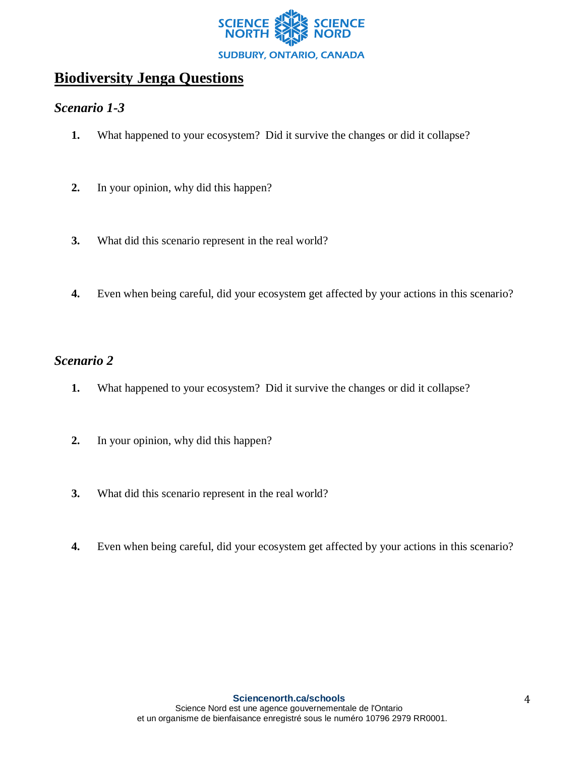# Biodiversity Jenga Questions

## *Scenario 1-3*

1. What happened to your ecosystem? Did it survive the changes or did it collapse?

2. In your opinion, why did this happen?

3. What did this scenario represent in the real world?

4. Even when being careful, did your ecosystem get affected by your actions in this scenario?

## *Scenario 2*

1. What happened to your ecosystem? Did it survive the changes or did it collapse?

2. In your opinion, why did this happen?

3. What did this scenario represent in the real world?

4. Even when being careful, did your ecosystem get affected by your actions in this scenario?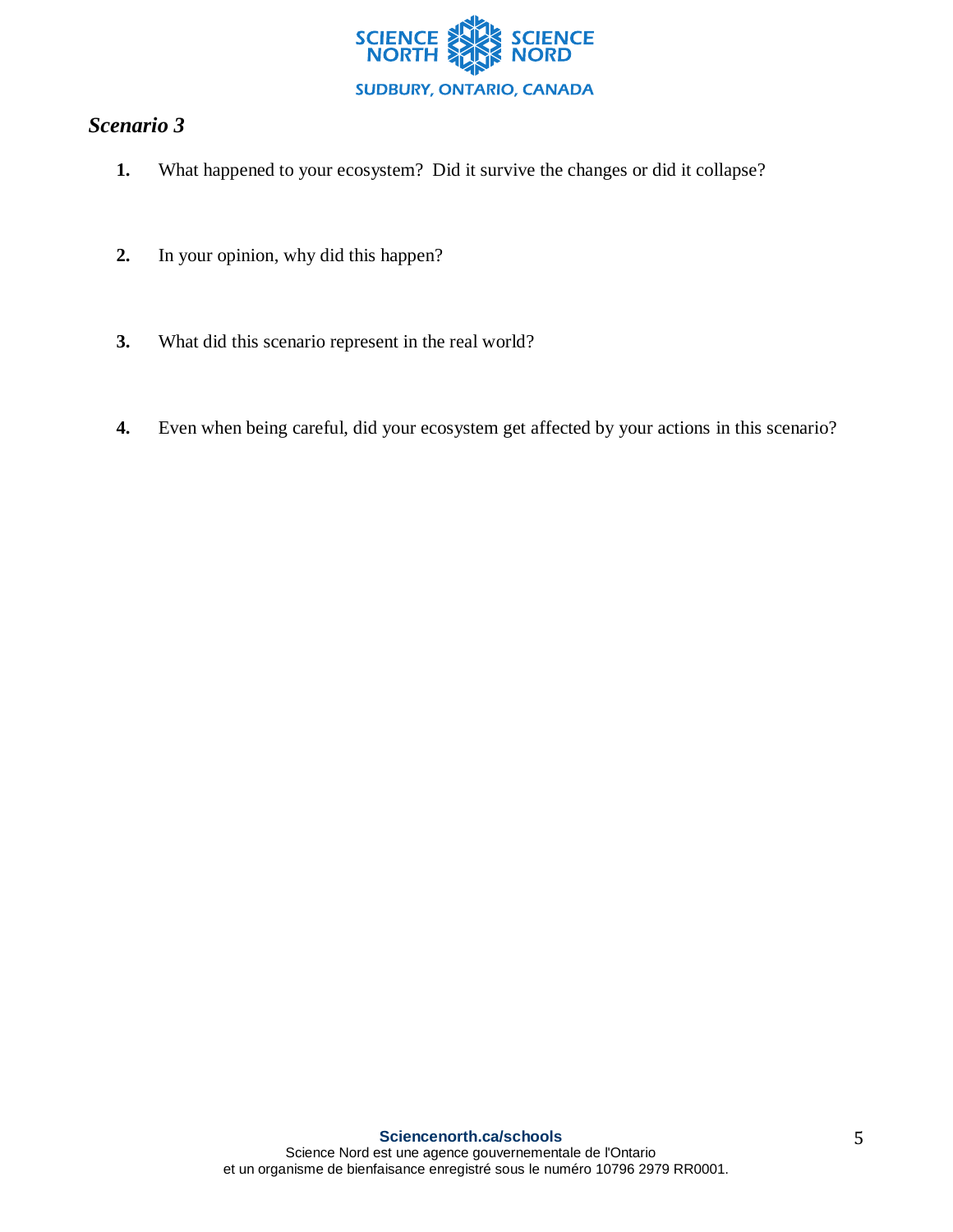## *Scenario 3*

1. What happened to your ecosystem? Did it survive the changes or did it collapse?

2. In your opinion, why did this happen?

3. What did this scenario represent in the real world?

4. Even when being careful, did your ecosystem get affected by your actions in this scenario?